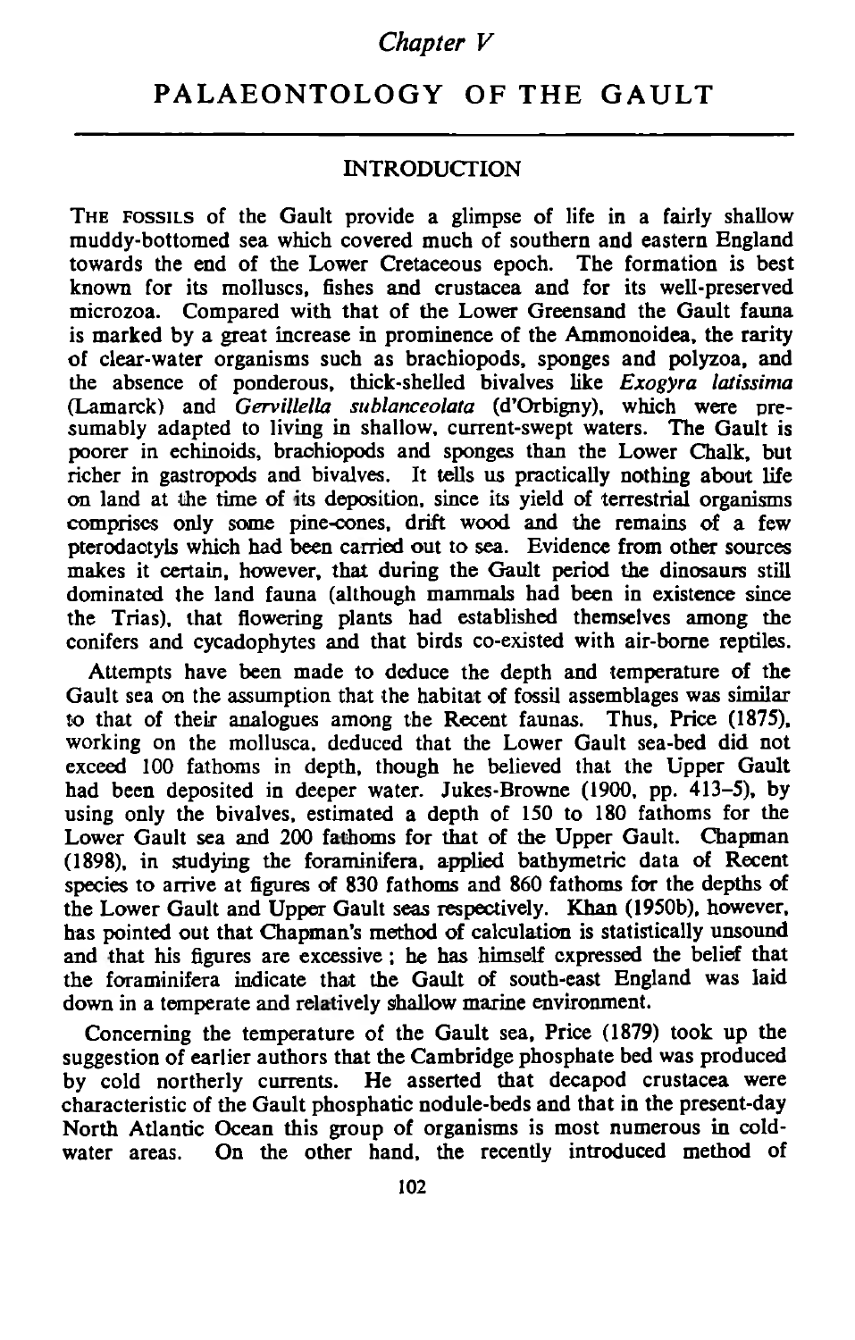*Chapter V*

# PALAEONTOLOGY OF THE GAULT

## INTRODUCTION

THE FOSSILS of the Gault provide a glimpse of life in a fairly shallow muddy-bottomed sea which covered much of southern and eastern England towards the end of the Lower Cretaceous epoch. The formation is best known for its molluscs, fishes and crustacea and for its well-preserved microzoa. Compared with that of the Lower Greensand the Gault fauna is marked by a great increase in prominence of the Ammonoidea, the rarity of clear-water organisms such as brachiopods, sponges and polyzoa, and the absence of ponderous, thick-shelled bivalves like *Exogyra latissima* (Lamarck) and *Gervillella sublanceolata* (d'Orbigny), which were presumably adapted to living in shallow, current-swept waters. The Gault is poorer in echinoids, brachiopods and sponges than the Lower Chalk, but richer in gastropods and bivalves. It tells us practically nothing about life on land at the time of its deposition, since its yield of terrestrial organisms comprises only some pine-cones, drift wood and the remains of a few pterodactyls which had been carried out to sea. Evidence from other sources makes it certain, however, that during the Gault period the dinosaurs still dominated the land fauna (although mammals had been in existence since the Trias), that flowering plants had established themselves among the conifers and cycadophytes and that birds co-existed with air-borne reptiles.

Attempts have been made to deduce the depth and temperature of the Gault sea on the assumption that the habitat of fossil assemblages was similar to that of their analogues among the Recent faunas. Thus, Price (1875), working on the mollusca, deduced that the Lower Gault sea-bed did not exceed 100 fathoms in depth, though he believed that the Upper Gault had been deposited in deeper water. Jukes-Browne (1900, pp. 413–5), by using only the bivalves, estimated a depth of 150 to 180 fathoms for the Lower Gault sea and 200 fathoms for that of the Upper Gault. Chapman (1898), in studying the foraminifera, applied bathymetric data of Recent species to arrive at figures of 830 fathoms and 860 fathoms for the depths of the Lower Gault and Upper Gault seas respectively. Khan (1950b), however, has pointed out that Chapman's method of calculation is statistically unsound and that his figures are excessive; he has himself expressed the belief that the foraminifera indicate that the Gault of south-east England was laid down in a temperate and relatively shallow marine environment.

Concerning the temperature of the Gault sea, Price (1879) took up the suggestion of earlier authors that the Cambridge phosphate bed was produced by cold northerly currents. He asserted that decapod crustacea were characteristic of the Gault phosphatic nodule-beds and that in the present-day North Atlantic Ocean this group of organisms is most numerous in cold-water areas. On the other hand, the recently introduced method of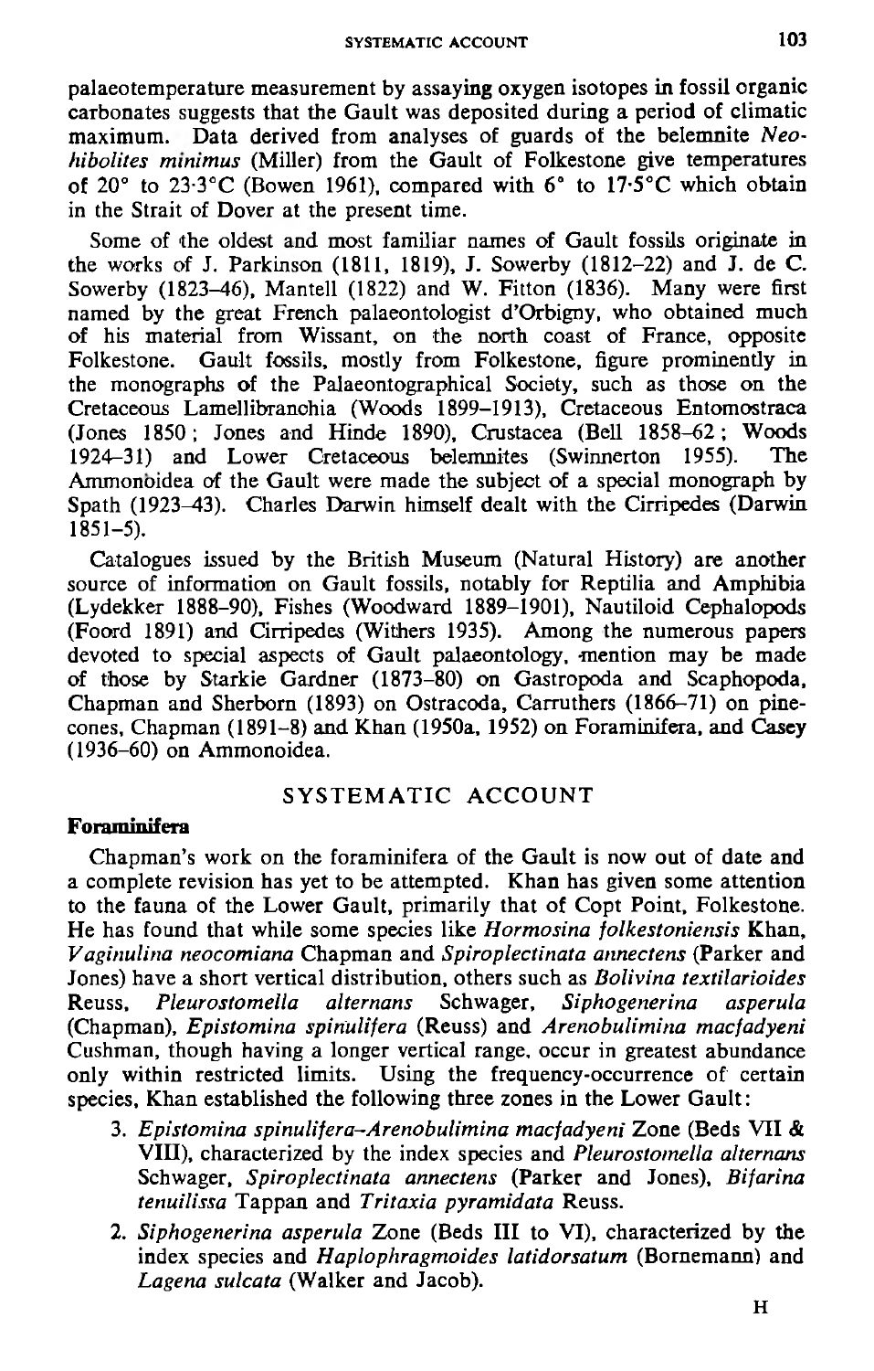palaeotemperature measurement by assaying oxygen isotopes in fossil organic carbonates suggests that the Gault was deposited during a period of climatic maximum. Data derived from analyses of guards of the belemnite *Neohibolites minimus* (Miller) from the Gault of Folkestone give temperatures of 20° to 23·3°C (Bowen 1961), compared with 6° to 17·5°C which obtain in the Strait of Dover at the present time.

Some of the oldest and most familiar names of Gault fossils originate in the works of J. Parkinson (1811, 1819), J. Sowerby (1812–22) and J. de C. Sowerby (1823–46), Mantell (1822) and W. Fitton (1836). Many were first named by the great French palaeontologist d'Orbigny, who obtained much of his material from Wissant, on the north coast of France, opposite Folkestone. Gault fossils, mostly from Folkestone, figure prominently in the monographs of the Palaeontographical Society, such as those on the Cretaceous Lamellibranchia (Woods 1899–1913), Cretaceous Entomostraca (Jones 1850; Jones and Hinde 1890), Crustacea (Bell 1858–62; Woods 1924–31) and Lower Cretaceous belemnites (Swinnerton 1955). The Ammonoidea of the Gault were made the subject of a special monograph by Spath (1923–43). Charles Darwin himself dealt with the Cirripedes (Darwin 1851–5).

Catalogues issued by the British Museum (Natural History) are another source of information on Gault fossils, notably for Reptilia and Amphibia (Lydekker 1888–90), Fishes (Woodward 1889–1901), Nautiloid Cephalopods (Foord 1891) and Cirripedes (Withers 1935). Among the numerous papers devoted to special aspects of Gault palaeontology, mention may be made of those by Starkie Gardner (1873–80) on Gastropoda and Scaphopoda, Chapman and Sherborn (1893) on Ostracoda, Carruthers (1866–71) on pine-cones, Chapman (1891–8) and Khan (1950a, 1952) on Foraminifera, and Casey (1936–60) on Ammonoidea.

## SYSTEMATIC ACCOUNT

### Foraminifera

Chapman's work on the foraminifera of the Gault is now out of date and a complete revision has yet to be attempted. Khan has given some attention to the fauna of the Lower Gault, primarily that of Copt Point, Folkestone. He has found that while some species like *Hormosina folkestoniensis* Khan, *Vaginulina neocomiana* Chapman and *Spiroplectinata annectens* (Parker and Jones) have a short vertical distribution, others such as *Bolivina textilarioides* Reuss, *Pleurostomella alternans* Schwager, *Siphogenerina asperula* (Chapman), *Epistomina spinulifera* (Reuss) and *Arenobulimina macfadyeni* Cushman, though having a longer vertical range, occur in greatest abundance only within restricted limits. Using the frequency-occurrence of certain species, Khan established the following three zones in the Lower Gault:

3. *Epistomina spinulifera–Arenobulimina macfadyeni* Zone (Beds VII & VIII), characterized by the index species and *Pleurostomella alternans* Schwager, *Spiroplectinata annectens* (Parker and Jones), *Bifarina tenuilissa* Tappan and *Tritaxia pyramidata* Reuss.
2. *Siphogenerina asperula* Zone (Beds III to VI), characterized by the index species and *Haplophragmoides latidorsatum* (Bornemann) and *Lagena sulcata* (Walker and Jacob).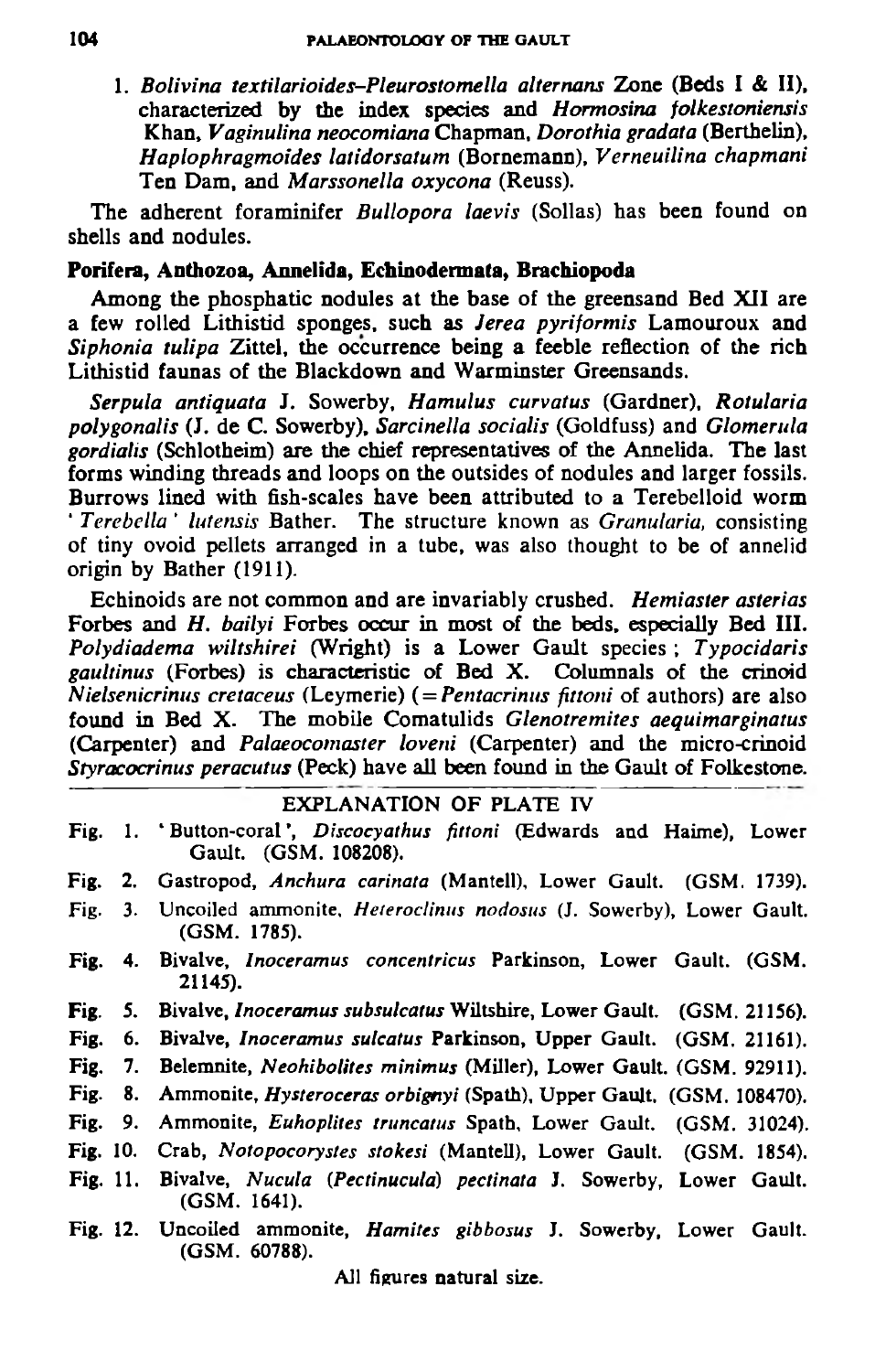1. *Bolivina textilarioides–Pleurostomella alternans* Zone (Beds I & II), characterized by the index species and *Hormosina folkestoniensis* Khan, *Vaginulina neocomiana* Chapman, *Dorothia gradata* (Berthelin), *Haplophragmoides latidorsatum* (Bornemann), *Verneuilina chapmani* Ten Dam, and *Marssonella oxycona* (Reuss).

The adherent foraminifer *Bullopora laevis* (Sollas) has been found on shells and nodules.

**Porifera, Anthozoa, Annelida, Echinodermata, Brachiopoda**

Among the phosphatic nodules at the base of the greensand Bed XII are a few rolled Lithistid sponges, such as *Jerea pyriformis* Lamouroux and *Siphonia tulipa* Zittel, the occurrence being a feeble reflection of the rich Lithistid faunas of the Blackdown and Warminster Greensands.

*Serpula antiquata* J. Sowerby, *Hamulus curvatus* (Gardner), *Rotularia polygonalis* (J. de C. Sowerby), *Sarcinella socialis* (Goldfuss) and *Glomerula gordialis* (Schlotheim) are the chief representatives of the Annelida. The last forms winding threads and loops on the outsides of nodules and larger fossils. Burrows lined with fish-scales have been attributed to a Terebelloid worm '*Terebella*' *lutensis* Bather. The structure known as *Granularia*, consisting of tiny ovoid pellets arranged in a tube, was also thought to be of annelid origin by Bather (1911).

Echinoids are not common and are invariably crushed. *Hemiaster asterias* Forbes and *H. bailyi* Forbes occur in most of the beds, especially Bed III. *Polydiadema wiltshirei* (Wright) is a Lower Gault species; *Typocidaris gaultinus* (Forbes) is characteristic of Bed X. Columnals of the crinoid *Nielsenicrinus cretaceus* (Leymerie) (=*Pentacrinus fittoni* of authors) are also found in Bed X. The mobile Comatulids *Glenotremites aequimarginatus* (Carpenter) and *Palaeocomaster loveni* (Carpenter) and the micro-crinoid *Styracocrinus peracutus* (Peck) have all been found in the Gault of Folkestone.

EXPLANATION OF PLATE IV

Fig. 1. 'Button-coral', *Discocyathus fittoni* (Edwards and Haime), Lower Gault. (GSM. 108208).

Fig. 2. Gastropod, *Anchura carinata* (Mantell), Lower Gault. (GSM. 1739).

Fig. 3. Uncoiled ammonite, *Heteroclinus nodosus* (J. Sowerby), Lower Gault. (GSM. 1785).

Fig. 4. Bivalve, *Inoceramus concentricus* Parkinson, Lower Gault. (GSM. 21145).

Fig. 5. Bivalve, *Inoceramus subsulcatus* Wiltshire, Lower Gault. (GSM. 21156).

Fig. 6. Bivalve, *Inoceramus sulcatus* Parkinson, Upper Gault. (GSM. 21161).

Fig. 7. Belemnite, *Neohibolites minimus* (Miller), Lower Gault. (GSM. 92911).

Fig. 8. Ammonite, *Hysteroceras orbignyi* (Spath), Upper Gault. (GSM. 108470).

Fig. 9. Ammonite, *Euhoplites truncatus* Spath, Lower Gault. (GSM. 31024).

Fig. 10. Crab, *Notopocorystes stokesi* (Mantell), Lower Gault. (GSM. 1854).

Fig. 11. Bivalve, *Nucula* (*Pectinucula*) *pectinata* J. Sowerby, Lower Gault. (GSM. 1641).

Fig. 12. Uncoiled ammonite, *Hamites gibbosus* J. Sowerby, Lower Gault. (GSM. 60788).

All figures natural size.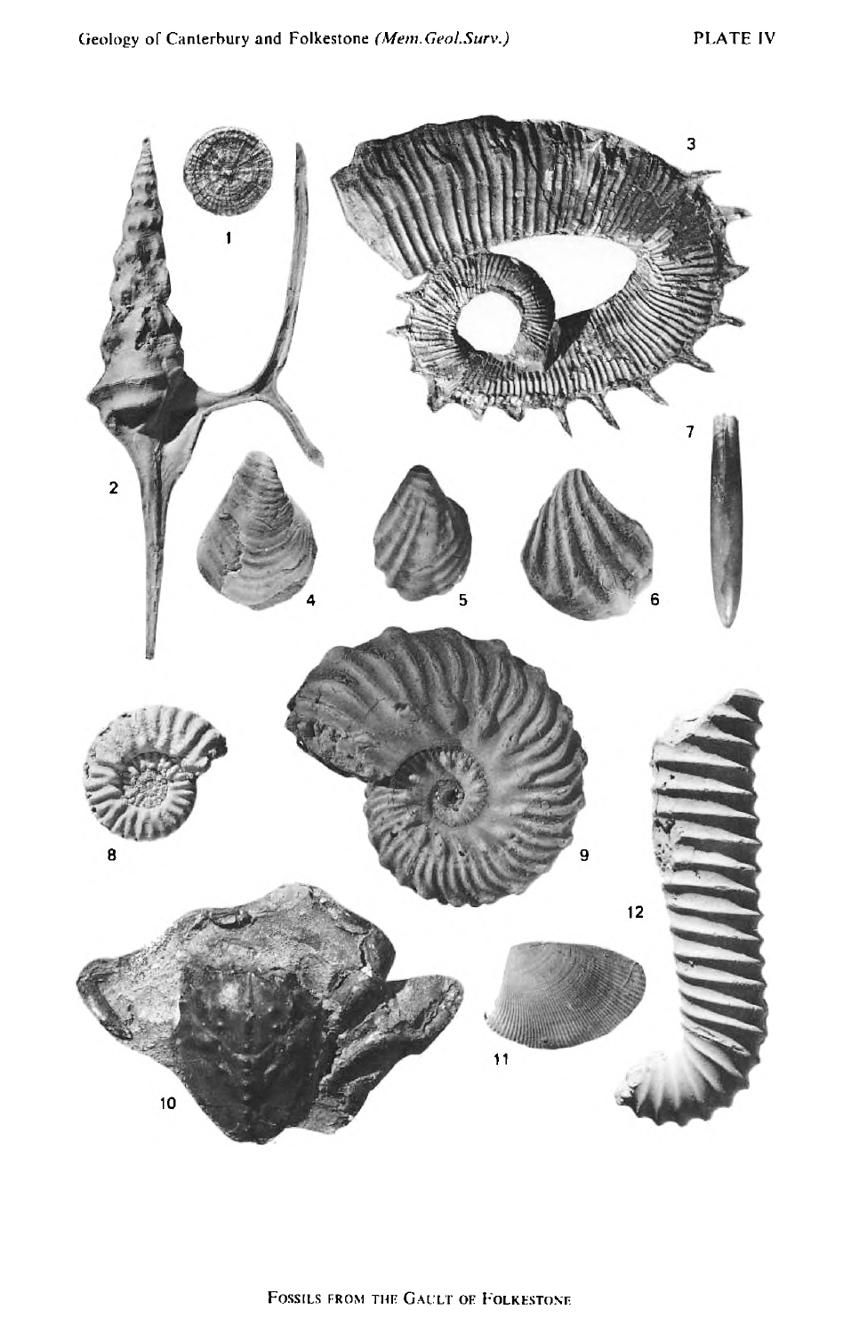PLATE IV

FOSSILS FROM THE GAULT OF FOLKESTONE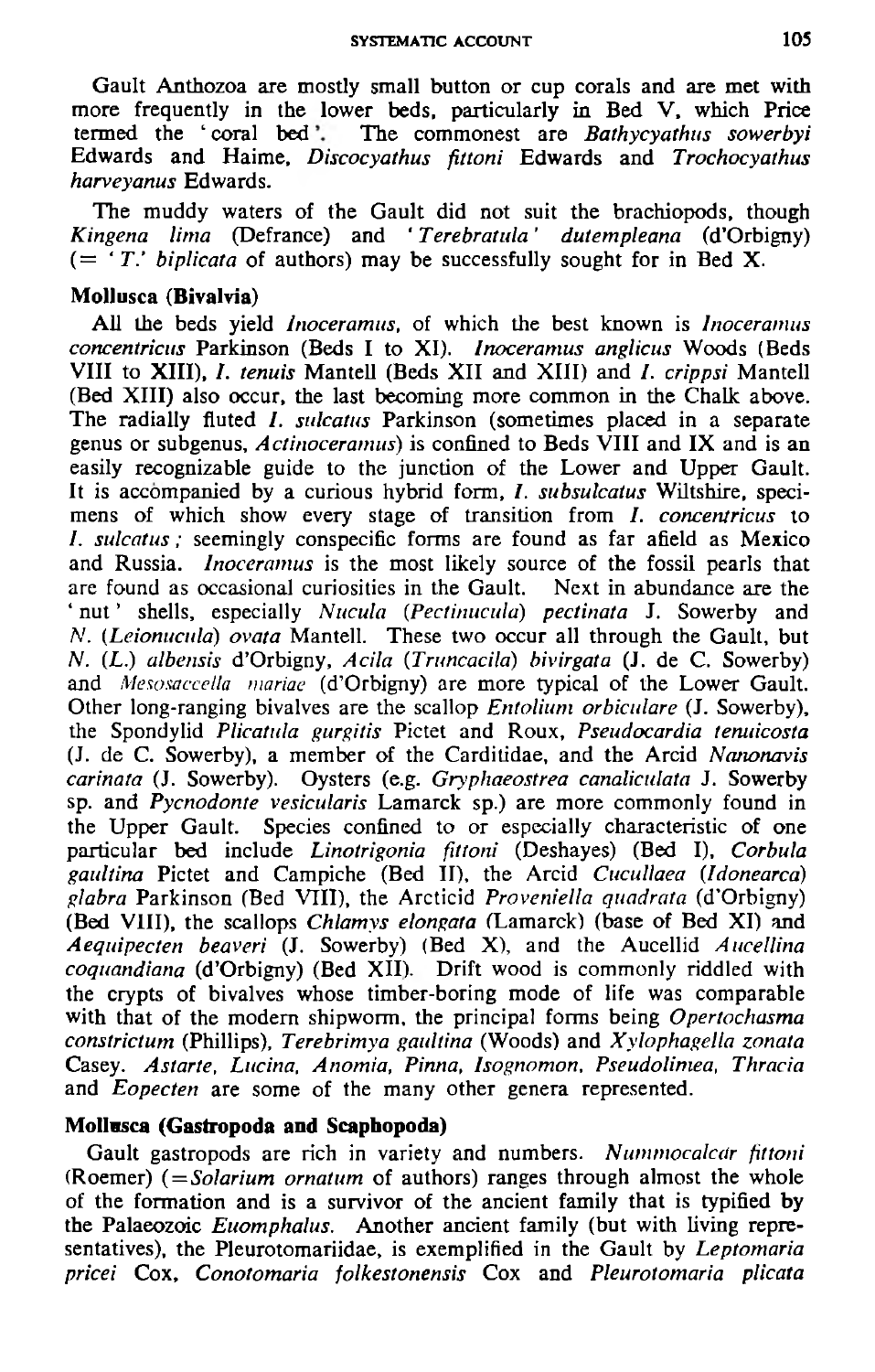Gault Anthozoa are mostly small button or cup corals and are met with more frequently in the lower beds, particularly in Bed V, which Price termed the 'coral bed'. The commonest are *Bathycyathus sowerbyi* Edwards and Haime, *Discocyathus fittoni* Edwards and *Trochocyathus harveyanus* Edwards.

The muddy waters of the Gault did not suit the brachiopods, though *Kingena lima* (Defrance) and *'Terebratula' dutempleana* (d'Orbigny) (= *'T.' biplicata* of authors) may be successfully sought for in Bed X.

### Mollusca (Bivalvia)

All the beds yield *Inoceramus*, of which the best known is *Inoceramus concentricus* Parkinson (Beds I to XI). *Inoceramus anglicus* Woods (Beds VIII to XIII), *I. tenuis* Mantell (Beds XII and XIII) and *I. crippsi* Mantell (Bed XIII) also occur, the last becoming more common in the Chalk above. The radially fluted *I. sulcatus* Parkinson (sometimes placed in a separate genus or subgenus, *Actinoceramus*) is confined to Beds VIII and IX and is an easily recognizable guide to the junction of the Lower and Upper Gault. It is accompanied by a curious hybrid form, *I. subsulcatus* Wiltshire, specimens of which show every stage of transition from *I. concentricus* to *I. sulcatus*; seemingly conspecific forms are found as far afield as Mexico and Russia. *Inoceramus* is the most likely source of the fossil pearls that are found as occasional curiosities in the Gault. Next in abundance are the 'nut' shells, especially *Nucula* (*Pectinucula*) *pectinata* J. Sowerby and *N.* (*Leionucula*) *ovata* Mantell. These two occur all through the Gault, but *N.* (*L.*) *albensis* d'Orbigny, *Acila* (*Truncacila*) *bivirgata* (J. de C. Sowerby) and *Mesosaccella mariae* (d'Orbigny) are more typical of the Lower Gault. Other long-ranging bivalves are the scallop *Entolium orbiculare* (J. Sowerby), the Spondylid *Plicatula gurgitis* Pictet and Roux, *Pseudocardia tenuicosta* (J. de C. Sowerby), a member of the Carditidae, and the Arcid *Nanonavis carinata* (J. Sowerby). Oysters (e.g. *Gryphaeostrea canaliculata* J. Sowerby sp. and *Pycnodonte vesicularis* Lamarck sp.) are more commonly found in the Upper Gault. Species confined to or especially characteristic of one particular bed include *Linotrigonia fittoni* (Deshayes) (Bed I), *Corbula gaultina* Pictet and Campiche (Bed II), the Arcid *Cucullaea* (*Idonearca*) *glabra* Parkinson (Bed VIII), the Arcticid *Proveniella quadrata* (d'Orbigny) (Bed VIII), the scallops *Chlamys elongata* (Lamarck) (base of Bed XI) and *Aequipecten beaveri* (J. Sowerby) (Bed X), and the Aucellid *Aucellina coquandiana* (d'Orbigny) (Bed XII). Drift wood is commonly riddled with the crypts of bivalves whose timber-boring mode of life was comparable with that of the modern shipworm, the principal forms being *Opertochasma constrictum* (Phillips), *Terebrimya gaultina* (Woods) and *Xylophagella zonata* Casey. *Astarte*, *Lucina*, *Anomia*, *Pinna*, *Isognomon*, *Pseudolimea*, *Thracia* and *Eopecten* are some of the many other genera represented.

### Mollusca (Gastropoda and Scaphopoda)

Gault gastropods are rich in variety and numbers. *Nummocalcar fittoni* (Roemer) (=*Solarium ornatum* of authors) ranges through almost the whole of the formation and is a survivor of the ancient family that is typified by the Palaeozoic *Euomphalus*. Another ancient family (but with living representatives), the Pleurotomariidae, is exemplified in the Gault by *Leptomaria pricei* Cox, *Conotomaria folkestonensis* Cox and *Pleurotomaria plicata*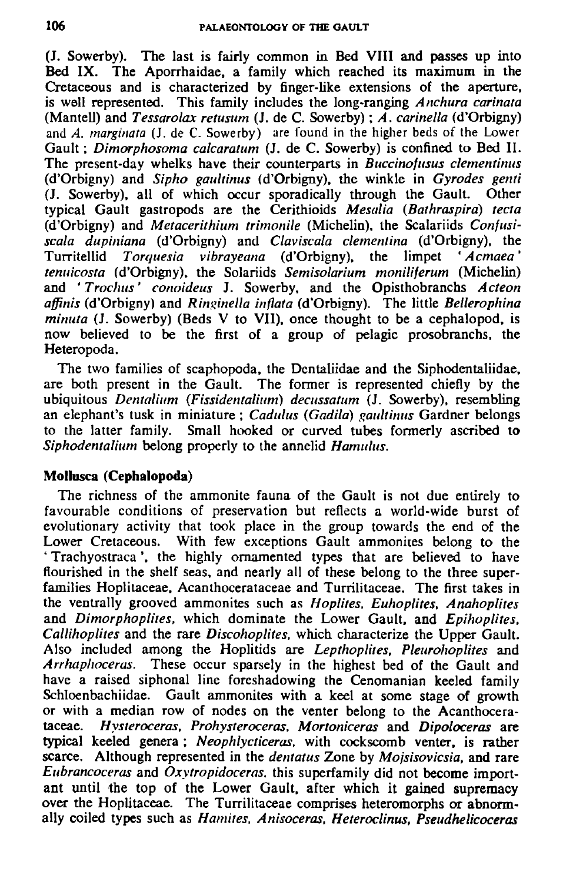(J. Sowerby). The last is fairly common in Bed VIII and passes up into Bed IX. The Aporrhaidae, a family which reached its maximum in the Cretaceous and is characterized by finger-like extensions of the aperture, is well represented. This family includes the long-ranging *Anchura carinata* (Mantell) and *Tessarolax retusum* (J. de C. Sowerby); *A. carinella* (d'Orbigny) and *A. marginata* (J. de C. Sowerby) are found in the higher beds of the Lower Gault; *Dimorphosoma calcaratum* (J. de C. Sowerby) is confined to Bed II. The present-day whelks have their counterparts in *Buccinofusus clementinus* (d'Orbigny) and *Sipho gaultinus* (d'Orbigny), the winkle in *Gyrodes genti* (J. Sowerby), all of which occur sporadically through the Gault. Other typical Gault gastropods are the Cerithioids *Mesalia* (*Bathraspira*) *tecta* (d'Orbigny) and *Metacerithium trimonile* (Michelin), the Scalariids *Confusiscala dupiniana* (d'Orbigny) and *Claviscala clementina* (d'Orbigny), the Turritellid *Torquesia vibrayeana* (d'Orbigny), the limpet '*Acmaea*' *tenuicosta* (d'Orbigny), the Solariids *Semisolarium moniliferum* (Michelin) and '*Trochus*' *conoideus* J. Sowerby, and the Opisthobranchs *Acteon affinis* (d'Orbigny) and *Ringinella inflata* (d'Orbigny). The little *Bellerophina minuta* (J. Sowerby) (Beds V to VII), once thought to be a cephalopod, is now believed to be the first of a group of pelagic prosobranchs, the Heteropoda.

The two families of scaphopoda, the Dentaliidae and the Siphodentaliidae, are both present in the Gault. The former is represented chiefly by the ubiquitous *Dentalium* (*Fissidentalium*) *decussatum* (J. Sowerby), resembling an elephant's tusk in miniature; *Cadulus* (*Gadila*) *gaultinus* Gardner belongs to the latter family. Small hooked or curved tubes formerly ascribed to *Siphodentalium* belong properly to the annelid *Hamulus*.

## Mollusca (Cephalopoda)

The richness of the ammonite fauna of the Gault is not due entirely to favourable conditions of preservation but reflects a world-wide burst of evolutionary activity that took place in the group towards the end of the Lower Cretaceous. With few exceptions Gault ammonites belong to the 'Trachyostraca', the highly ornamented types that are believed to have flourished in the shelf seas, and nearly all of these belong to the three superfamilies Hoplitaceae, Acanthocerataceae and Turrilitaceae. The first takes in the ventrally grooved ammonites such as *Hoplites*, *Euhoplites*, *Anahoplites* and *Dimorphoplites*, which dominate the Lower Gault, and *Epihoplites*, *Callihoplites* and the rare *Discohoplites*, which characterize the Upper Gault. Also included among the Hoplitids are *Lepthoplites*, *Pleurohoplites* and *Arrhaphoceras*. These occur sparsely in the highest bed of the Gault and have a raised siphonal line foreshadowing the Cenomanian keeled family Schloenbachiidae. Gault ammonites with a keel at some stage of growth or with a median row of nodes on the venter belong to the Acanthocerataceae. *Hysteroceras*, *Prohysteroceras*, *Mortoniceras* and *Dipoloceras* are typical keeled genera; *Neophlycticeras*, with cockscomb venter, is rather scarce. Although represented in the *dentatus* Zone by *Mojsisovicsia*, and rare *Eubrancoceras* and *Oxytropidoceras*, this superfamily did not become important until the top of the Lower Gault, after which it gained supremacy over the Hoplitaceae. The Turrilitaceae comprises heteromorphs or abnormally coiled types such as *Hamites*, *Anisoceras*, *Heteroclinus*, *Pseudhelicoceras*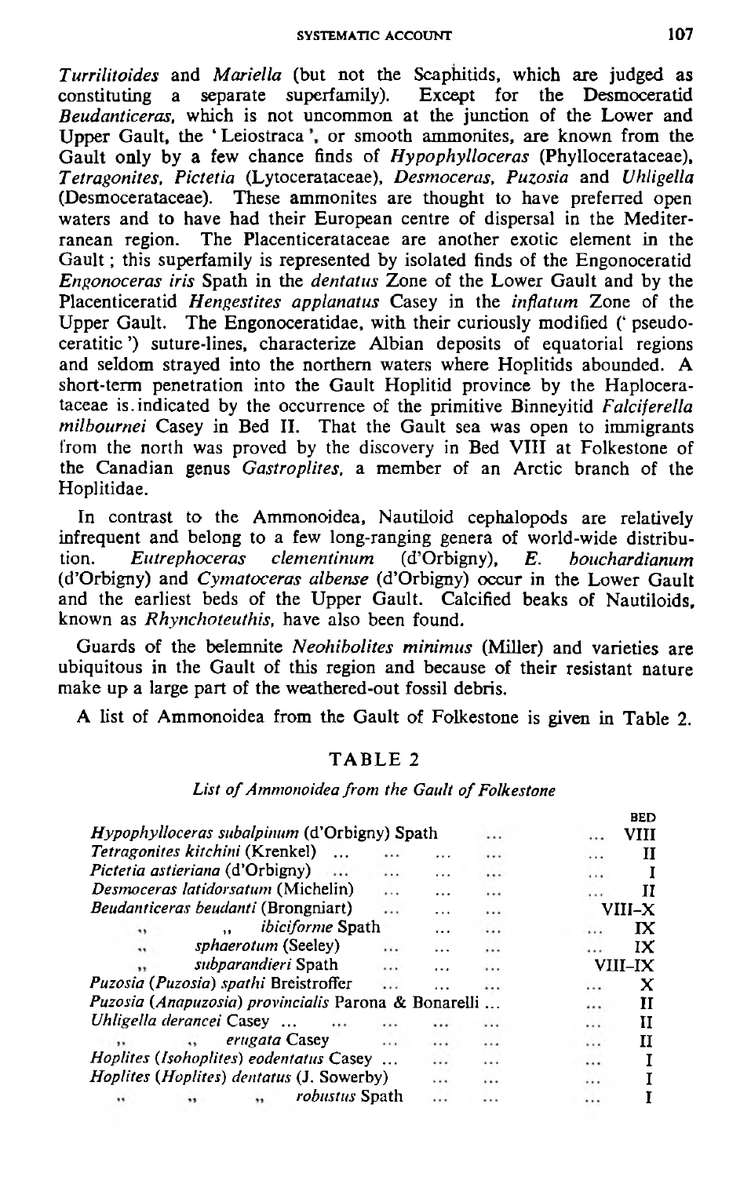*Turrilitoides* and *Mariella* (but not the Scaphitids, which are judged as constituting a separate superfamily). Except for the Desmoceratid *Beudanticeras*, which is not uncommon at the junction of the Lower and Upper Gault, the 'Leiostraca', or smooth ammonites, are known from the Gault only by a few chance finds of *Hypophylloceras* (Phyllocerataceae), *Tetragonites*, *Pictetia* (Lytocerataceae), *Desmoceras*, *Puzosia* and *Uhligella* (Desmocerataceae). These ammonites are thought to have preferred open waters and to have had their European centre of dispersal in the Mediterranean region. The Placenticerataceae are another exotic element in the Gault; this superfamily is represented by isolated finds of the Engonoceratid *Engonoceras iris* Spath in the *dentatus* Zone of the Lower Gault and by the Placenticeratid *Hengestites applanatus* Casey in the *inflatum* Zone of the Upper Gault. The Engonoceratidae, with their curiously modified ('pseudoceratitic') suture-lines, characterize Albian deposits of equatorial regions and seldom strayed into the northern waters where Hoplitids abounded. A short-term penetration into the Gault Hoplitid province by the Haplocerataceae is indicated by the occurrence of the primitive Binneyitid *Falciferella milbournei* Casey in Bed II. That the Gault sea was open to immigrants from the north was proved by the discovery in Bed VIII at Folkestone of the Canadian genus *Gastroplites*, a member of an Arctic branch of the Hoplitidae.

In contrast to the Ammonoidea, Nautiloid cephalopods are relatively infrequent and belong to a few long-ranging genera of world-wide distribution. *Eutrephoceras clementinum* (d'Orbigny), *E. bouchardianum* (d'Orbigny) and *Cymatoceras albense* (d'Orbigny) occur in the Lower Gault and the earliest beds of the Upper Gault. Calcified beaks of Nautiloids, known as *Rhynchoteuthis*, have also been found.

Guards of the belemnite *Neohibolites minimus* (Miller) and varieties are ubiquitous in the Gault of this region and because of their resistant nature make up a large part of the weathered-out fossil debris.

A list of Ammonoidea from the Gault of Folkestone is given in Table 2.

TABLE 2

*List of Ammonoidea from the Gault of Folkestone*

| | BED |
|---|---|
| *Hypophylloceras subalpinum* (d'Orbigny) Spath | VIII |
| *Tetragonites kitchini* (Krenkel) | II |
| *Pictetia astieriana* (d'Orbigny) | I |
| *Desmoceras latidorsatum* (Michelin) | II |
| *Beudanticeras beudanti* (Brongniart) | VIII–X |
| ,, *ibiciforme* Spath | IX |
| ,, *sphaerotum* (Seeley) | IX |
| ,, *subparandieri* Spath | VIII–IX |
| *Puzosia* (*Puzosia*) *spathi* Breistroffer | X |
| *Puzosia* (*Anapuzosia*) *provincialis* Parona & Bonarelli | II |
| *Uhligella derancei* Casey | II |
| ,, ,, *erugata* Casey | II |
| *Hoplites* (*Isohoplites*) *eodentatus* Casey | I |
| *Hoplites* (*Hoplites*) *dentatus* (J. Sowerby) | I |
| ,, ,, ,, *robustus* Spath | I |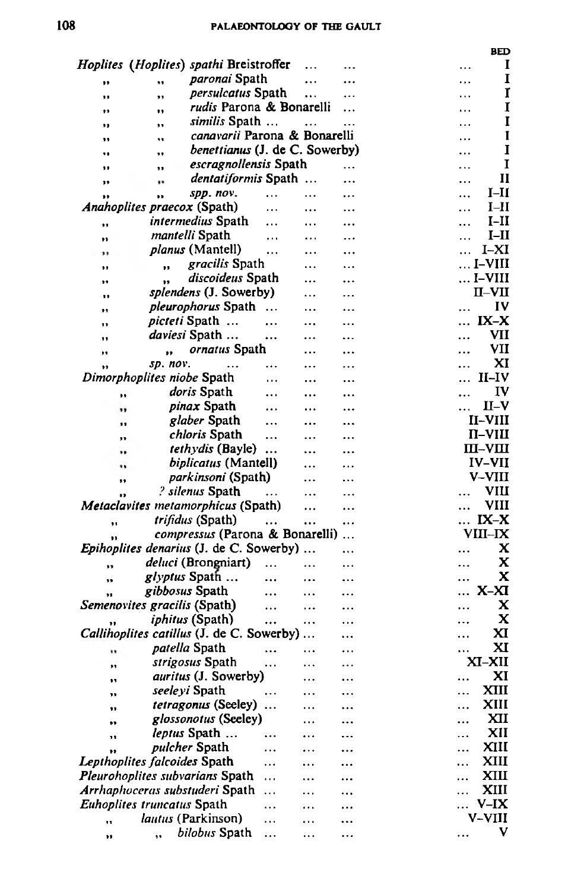| | BED |
|---|---|
| *Hoplites* (*Hoplites*) *spathi* Breistroffer | I |
| " " *paronai* Spath | I |
| " " *persulcatus* Spath | I |
| " " *rudis* Parona & Bonarelli | I |
| " " *similis* Spath | I |
| " " *canavarii* Parona & Bonarelli | I |
| " " *benettianus* (J. de C. Sowerby) | I |
| " " *escragnollensis* Spath | I |
| " " *dentatiformis* Spath | II |
| " " *spp. nov.* | I–II |
| *Anahoplites praecox* (Spath) | I–II |
| " *intermedius* Spath | I–II |
| " *mantelli* Spath | I–II |
| " *planus* (Mantell) | I–XI |
| " " *gracilis* Spath | I–VIII |
| " " *discoideus* Spath | I–VIII |
| " *splendens* (J. Sowerby) | II–VII |
| " *pleurophorus* Spath | IV |
| " *picteti* Spath | IX–X |
| " *daviesi* Spath | VII |
| " " *ornatus* Spath | VII |
| " *sp. nov.* | XI |
| *Dimorphoplites niobe* Spath | II–IV |
| " *doris* Spath | IV |
| " *pinax* Spath | II–V |
| " *glaber* Spath | II–VIII |
| " *chloris* Spath | II–VIII |
| " *tethydis* (Bayle) | III–VIII |
| " *biplicatus* (Mantell) | IV–VII |
| " *parkinsoni* (Spath) | V–VIII |
| " ? *silenus* Spath | VIII |
| *Metaclavites metamorphicus* (Spath) | VIII |
| " *trifidus* (Spath) | IX–X |
| " *compressus* (Parona & Bonarelli) | VIII–IX |
| *Epihoplites denarius* (J. de C. Sowerby) | X |
| " *deluci* (Brongniart) | X |
| " *glyptus* Spath | X |
| " *gibbosus* Spath | X–XI |
| *Semenovites gracilis* (Spath) | X |
| " *iphitus* (Spath) | X |
| *Callihoplites catillus* (J. de C. Sowerby) | XI |
| " *patella* Spath | XI |
| " *strigosus* Spath | XI–XII |
| " *auritus* (J. Sowerby) | XI |
| " *seeleyi* Spath | XIII |
| " *tetragonus* (Seeley) | XIII |
| " *glossonotus* (Seeley) | XII |
| " *leptus* Spath | XII |
| " *pulcher* Spath | XIII |
| *Lepthoplites falcoides* Spath | XIII |
| *Pleurohoplites subvarians* Spath | XIII |
| *Arrhaphoceras substuderi* Spath | XIII |
| *Euhoplites truncatus* Spath | V–IX |
| " *lautus* (Parkinson) | V–VIII |
| " " *bilobus* Spath | V |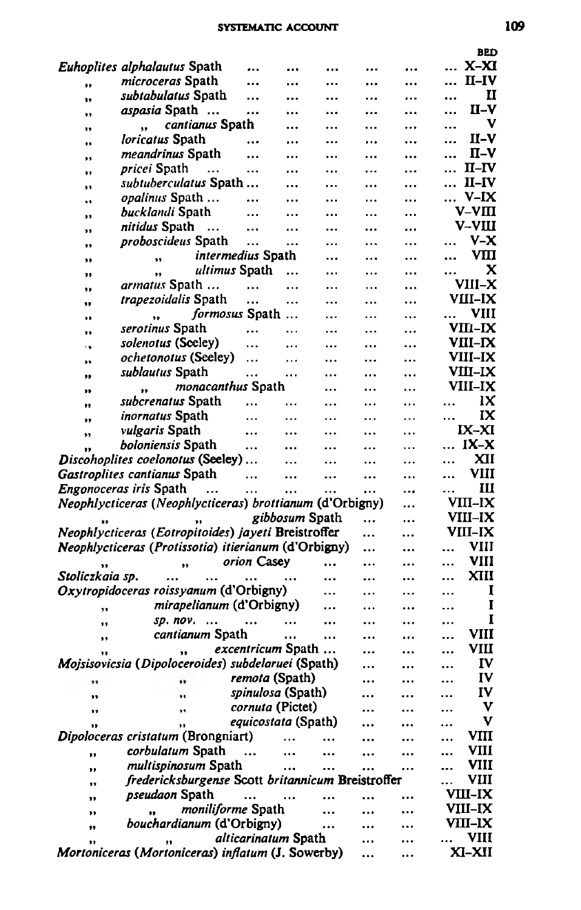| | Bed |
|---|---|
| *Euhoplites alphalautus* Spath | X–XI |
| ,, *microceras* Spath | II–IV |
| ,, *subtabulatus* Spath | II |
| ,, *aspasia* Spath | II–V |
| ,, ,, *cantianus* Spath | V |
| ,, *loricatus* Spath | II–V |
| ,, *meandrinus* Spath | II–V |
| ,, *pricei* Spath | II–IV |
| ,, *subtuberculatus* Spath | II–IV |
| ,, *opalinus* Spath | V–IX |
| ,, *bucklandi* Spath | V–VIII |
| ,, *nitidus* Spath | V–VIII |
| ,, *proboscideus* Spath | V–X |
| ,, ,, *intermedius* Spath | VIII |
| ,, ,, *ultimus* Spath | X |
| ,, *armatus* Spath | VIII–X |
| ,, *trapezoidalis* Spath | VIII–IX |
| ,, ,, *formosus* Spath | VIII |
| ,, *serotinus* Spath | VIII–IX |
| ,, *solenotus* (Seeley) | VIII–IX |
| ,, *ochetonotus* (Seeley) | VIII–IX |
| ,, *sublautus* Spath | VIII–IX |
| ,, ,, *monacanthus* Spath | VIII–IX |
| ,, *subcrenatus* Spath | IX |
| ,, *inornatus* Spath | IX |
| ,, *vulgaris* Spath | IX–XI |
| ,, *boloniensis* Spath | IX–X |
| *Discohoplites coelonotus* (Seeley) | XII |
| *Gastroplites cantianus* Spath | VIII |
| *Engonoceras iris* Spath | III |
| *Neophlycticeras* (*Neophlycticeras*) *brottianum* (d'Orbigny) | VIII–IX |
| ,, ,, *gibbosum* Spath | VIII–IX |
| *Neophlycticeras* (*Eotropitoides*) *jayeti* Breistroffer | VIII–IX |
| *Neophlycticeras* (*Protissotia*) *itierianum* (d'Orbigny) | VIII |
| ,, ,, *orion* Casey | VIII |
| *Stoliczkaia sp.* | XIII |
| *Oxytropidoceras roissyanum* (d'Orbigny) | I |
| ,, *mirapelianum* (d'Orbigny) | I |
| ,, *sp. nov.* | I |
| ,, *cantianum* Spath | VIII |
| ,, ,, *excentricum* Spath | VIII |
| *Mojsisovicsia* (*Dipoloceroides*) *subdelaruei* (Spath) | IV |
| ,, ,, *remota* (Spath) | IV |
| ,, ,, *spinulosa* (Spath) | IV |
| ,, ,, *cornuta* (Pictet) | V |
| ,, ,, *equicostata* (Spath) | V |
| *Dipoloceras cristatum* (Brongniart) | VIII |
| ,, *corbulatum* Spath | VIII |
| ,, *multispinosum* Spath | VIII |
| ,, *fredericksburgense* Scott *britannicum* Breistroffer | VIII |
| ,, *pseudaon* Spath | VIII–IX |
| ,, ,, *moniliforme* Spath | VIII–IX |
| ,, *bouchardianum* (d'Orbigny) | VIII–IX |
| ,, ,, *alticarinatum* Spath | VIII |
| *Mortoniceras* (*Mortoniceras*) *inflatum* (J. Sowerby) | XI–XII |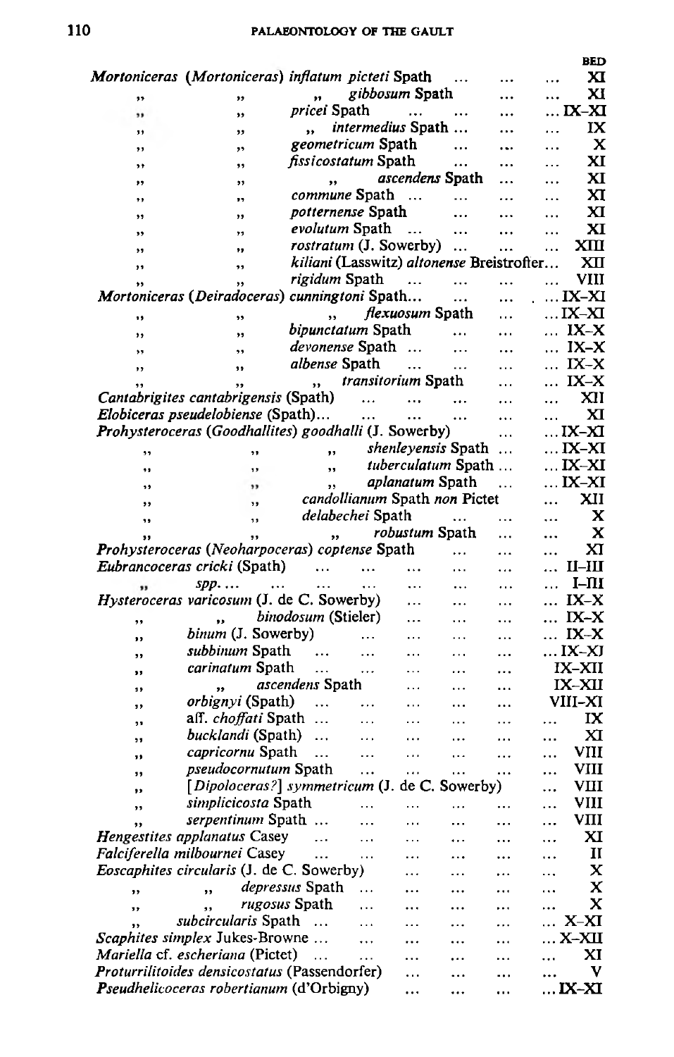| | BED |
|---|---|
| *Mortoniceras* (*Mortoniceras*) *inflatum picteti* Spath ... ... ... | XI |
| ,, ,, ,, *gibbosum* Spath ... ... | XI |
| ,, ,, *pricei* Spath ... ... ... | IX–XI |
| ,, ,, ,, *intermedius* Spath ... ... ... | IX |
| ,, ,, *geometricum* Spath ... ... ... | X |
| ,, ,, *fissicostatum* Spath ... ... ... | XI |
| ,, ,, ,, *ascendens* Spath ... ... | XI |
| ,, ,, *commune* Spath ... ... ... ... | XI |
| ,, ,, *potternense* Spath ... ... ... | XI |
| ,, ,, *evolutum* Spath ... ... ... ... | XI |
| ,, ,, *rostratum* (J. Sowerby) ... ... ... | XIII |
| ,, ,, *kiliani* (Lasswitz) *altonense* Breistrofter... | XII |
| ,, ,, *rigidum* Spath ... ... ... ... | VIII |
| *Mortoniceras* (*Deiradoceras*) *cunningtoni* Spath... ... ... | IX–XI |
| ,, ,, ,, *flexuosum* Spath ... | IX–XI |
| ,, ,, *bipunctatum* Spath ... ... ... | IX–X |
| ,, ,, *devonense* Spath ... ... ... ... | IX–X |
| ,, ,, *albense* Spath ... ... ... ... | IX–X |
| ,, ,, ,, *transitorium* Spath ... ... | IX–X |
| *Cantabrigites cantabrigensis* (Spath) ... ... ... ... ... | XII |
| *Elobiceras pseudelobiense* (Spath)... ... ... ... ... ... | XI |
| *Prohysteroceras* (*Goodhallites*) *goodhalli* (J. Sowerby) ... | IX–XI |
| ,, ,, ,, *shenleyensis* Spath ... | IX–XI |
| ,, ,, ,, *tuberculatum* Spath ... | IX–XI |
| ,, ,, ,, *aplanatum* Spath ... | IX–XI |
| ,, ,, *candollianum* Spath *non* Pictet ... | XII |
| ,, ,, *delabechei* Spath ... ... ... | X |
| ,, ,, ,, *robustum* Spath ... ... | X |
| *Prohysteroceras* (*Neoharpoceras*) *coptense* Spath ... ... | XI |
| *Eubrancoceras cricki* (Spath) ... ... ... ... ... ... | II–III |
| ,, *spp.* ... ... ... ... ... ... ... ... ... | I–III |
| *Hysteroceras varicosum* (J. de C. Sowerby) ... ... ... | IX–X |
| ,, ,, *binodosum* (Stieler) ... ... ... | IX–X |
| ,, *binum* (J. Sowerby) ... ... ... ... ... | IX–X |
| ,, *subbinum* Spath ... ... ... ... ... ... | IX–XI |
| ,, *carinatum* Spath ... ... ... ... ... ... | IX–XII |
| ,, ,, *ascendens* Spath ... ... ... ... | IX–XII |
| ,, *orbignyi* (Spath) ... ... ... ... ... ... | VIII–XI |
| ,, aff. *choffati* Spath ... ... ... ... ... ... | IX |
| ,, *bucklandi* (Spath) ... ... ... ... ... ... | XI |
| ,, *capricornu* Spath ... ... ... ... ... ... | VIII |
| ,, *pseudocornutum* Spath ... ... ... ... ... | VIII |
| ,, [*Dipoloceras?*] *symmetricum* (J. de C. Sowerby) ... | VIII |
| ,, *simplicicosta* Spath ... ... ... ... ... | VIII |
| ,, *serpentinum* Spath ... ... ... ... ... ... | VIII |
| *Hengestites applanatus* Casey ... ... ... ... ... ... | XI |
| *Falciferella milbournei* Casey ... ... ... ... ... ... | II |
| *Eoscaphites circularis* (J. de C. Sowerby) ... ... ... ... | X |
| ,, ,, *depressus* Spath ... ... ... ... ... | X |
| ,, ,, *rugosus* Spath ... ... ... ... ... | X |
| ,, *subcircularis* Spath ... ... ... ... ... ... | X–XI |
| *Scaphites simplex* Jukes-Browne ... ... ... ... ... | X–XII |
| *Mariella* cf. *escheriana* (Pictet) ... ... ... ... ... ... | XI |
| *Proturrilitoides densicostatus* (Passendorfer) ... ... ... ... | V |
| *Pseudhelicoceras robertianum* (d'Orbigny) ... ... ... ... | IX–XI |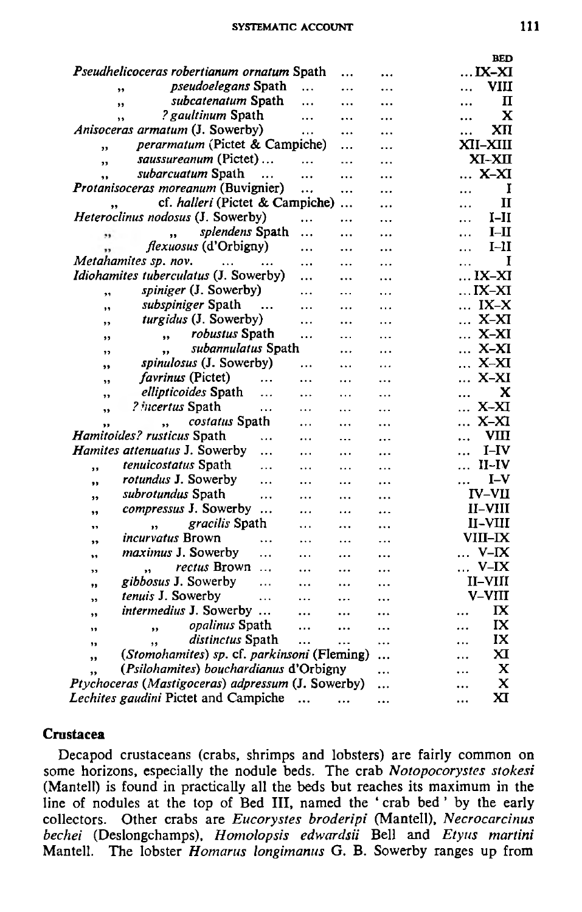| | BED |
|---|---|
| *Pseudhelicoceras robertianum ornatum* Spath ... ... | ... IX–XI |
| „ *pseudoelegans* Spath ... ... ... | ... VIII |
| „ *subcatenatum* Spath ... ... ... | ... II |
| „ *? gaultinum* Spath ... ... ... | ... X |
| *Anisoceras armatum* (J. Sowerby) ... ... ... | ... XII |
| „ *perarmatum* (Pictet & Campiche) ... ... | XII–XIII |
| „ *saussureanum* (Pictet) ... ... ... ... | XI–XII |
| „ *subarcuatum* Spath ... ... ... ... | ... X–XI |
| *Protanisoceras moreanum* (Buvignier) ... ... ... | ... I |
| „ cf. *halleri* (Pictet & Campiche) ... ... | ... II |
| *Heteroclinus nodosus* (J. Sowerby) ... ... ... | ... I–II |
| „ „ *splendens* Spath ... ... ... | ... I–II |
| „ *flexuosus* (d'Orbigny) ... ... ... | ... I–II |
| *Metahamites sp. nov.* ... ... ... ... ... | ... I |
| *Idiohamites tuberculatus* (J. Sowerby) ... ... ... | ... IX–XI |
| „ *spiniger* (J. Sowerby) ... ... ... | ... IX–XI |
| „ *subspiniger* Spath ... ... ... ... | ... IX–X |
| „ *turgidus* (J. Sowerby) ... ... ... | ... X–XI |
| „ „ *robustus* Spath ... ... ... | ... X–XI |
| „ „ *subannulatus* Spath ... ... | ... X–XI |
| „ *spinulosus* (J. Sowerby) ... ... ... | ... X–XI |
| „ *favrinus* (Pictet) ... ... ... ... | ... X–XI |
| „ *ellipticoides* Spath ... ... ... ... | ... X |
| „ *? incertus* Spath ... ... ... ... | ... X–XI |
| „ „ *costatus* Spath ... ... ... | ... X–XI |
| *Hamitoides? rusticus* Spath ... ... ... ... | ... VIII |
| *Hamites attenuatus* J. Sowerby ... ... ... ... | ... I–IV |
| „ *tenuicostatus* Spath ... ... ... ... | ... II–IV |
| „ *rotundus* J. Sowerby ... ... ... ... | ... I–V |
| „ *subrotundus* Spath ... ... ... ... | IV–VII |
| „ *compressus* J. Sowerby ... ... ... ... | II–VIII |
| „ „ *gracilis* Spath ... ... ... | II–VIII |
| „ *incurvatus* Brown ... ... ... ... | VIII–IX |
| „ *maximus* J. Sowerby ... ... ... ... | ... V–IX |
| „ „ *rectus* Brown ... ... ... ... | ... V–IX |
| „ *gibbosus* J. Sowerby ... ... ... ... | II–VIII |
| „ *tenuis* J. Sowerby ... ... ... ... | V–VIII |
| „ *intermedius* J. Sowerby ... ... ... ... | ... IX |
| „ „ *opalinus* Spath ... ... ... | ... IX |
| „ „ *distinctus* Spath ... ... ... | ... IX |
| „ (*Stomohamites*) *sp.* cf. *parkinsoni* (Fleming) ... | ... XI |
| „ (*Psilohamites*) *bouchardianus* d'Orbigny ... | ... X |
| *Ptychoceras* (*Mastigoceras*) *adpressum* (J. Sowerby) ... | ... X |
| *Lechites gaudini* Pictet and Campiche ... ... ... | ... XI |

### Crustacea

Decapod crustaceans (crabs, shrimps and lobsters) are fairly common on some horizons, especially the nodule beds. The crab *Notopocorystes stokesi* (Mantell) is found in practically all the beds but reaches its maximum in the line of nodules at the top of Bed III, named the 'crab bed' by the early collectors. Other crabs are *Eucorystes broderipi* (Mantell), *Necrocarcinus bechei* (Deslongchamps), *Homolopsis edwardsii* Bell and *Etyus martini* Mantell. The lobster *Homarus longimanus* G. B. Sowerby ranges up from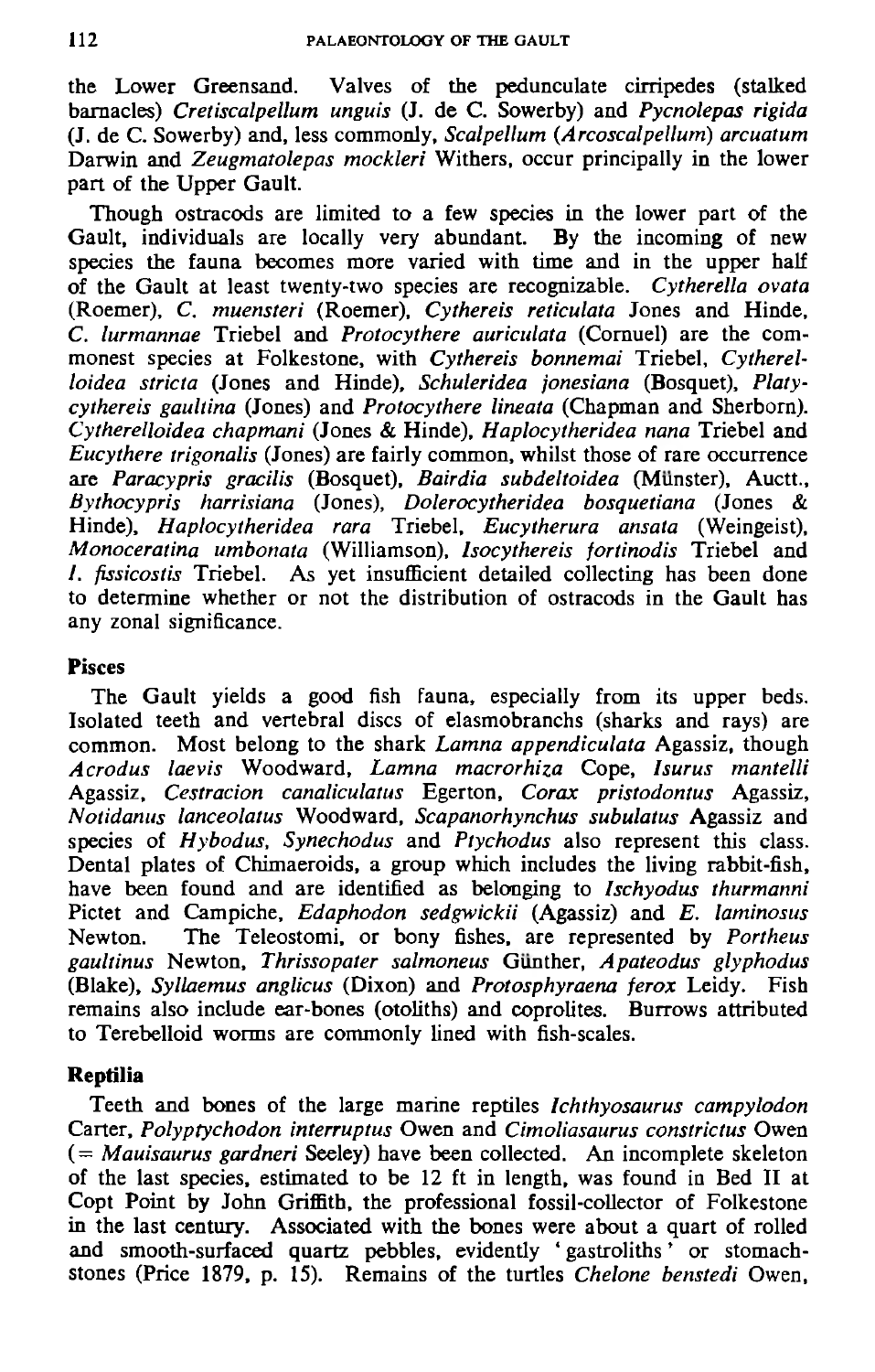the Lower Greensand. Valves of the pedunculate cirripedes (stalked barnacles) *Cretiscalpellum unguis* (J. de C. Sowerby) and *Pycnolepas rigida* (J. de C. Sowerby) and, less commonly, *Scalpellum* (*Arcoscalpellum*) *arcuatum* Darwin and *Zeugmatolepas mockleri* Withers, occur principally in the lower part of the Upper Gault.

Though ostracods are limited to a few species in the lower part of the Gault, individuals are locally very abundant. By the incoming of new species the fauna becomes more varied with time and in the upper half of the Gault at least twenty-two species are recognizable. *Cytherella ovata* (Roemer), *C. muensteri* (Roemer), *Cythereis reticulata* Jones and Hinde, *C. lurmannae* Triebel and *Protocythere auriculata* (Cornuel) are the commonest species at Folkestone, with *Cythereis bonnemai* Triebel, *Cytherelloidea stricta* (Jones and Hinde), *Schuleridea jonesiana* (Bosquet), *Platycythereis gaultina* (Jones) and *Protocythere lineata* (Chapman and Sherborn). *Cytherelloidea chapmani* (Jones & Hinde), *Haplocytheridea nana* Triebel and *Eucythere trigonalis* (Jones) are fairly common, whilst those of rare occurrence are *Paracypris gracilis* (Bosquet), *Bairdia subdeltoidea* (Münster), Auctt., *Bythocypris harrisiana* (Jones), *Dolerocytheridea bosquetiana* (Jones & Hinde), *Haplocytheridea rara* Triebel, *Eucytherura ansata* (Weingeist), *Monoceratina umbonata* (Williamson), *Isocythereis fortinodis* Triebel and *I. fissicostis* Triebel. As yet insufficient detailed collecting has been done to determine whether or not the distribution of ostracods in the Gault has any zonal significance.

## Pisces

The Gault yields a good fish fauna, especially from its upper beds. Isolated teeth and vertebral discs of elasmobranchs (sharks and rays) are common. Most belong to the shark *Lamna appendiculata* Agassiz, though *Acrodus laevis* Woodward, *Lamna macrorhiza* Cope, *Isurus mantelli* Agassiz, *Cestracion canaliculatus* Egerton, *Corax pristodontus* Agassiz, *Notidanus lanceolatus* Woodward, *Scapanorhynchus subulatus* Agassiz and species of *Hybodus*, *Synechodus* and *Ptychodus* also represent this class. Dental plates of Chimaeroids, a group which includes the living rabbit-fish, have been found and are identified as belonging to *Ischyodus thurmanni* Pictet and Campiche, *Edaphodon sedgwickii* (Agassiz) and *E. laminosus* Newton. The Teleostomi, or bony fishes, are represented by *Portheus gaultinus* Newton, *Thrissopater salmoneus* Günther, *Apateodus glyphodus* (Blake), *Syllaemus anglicus* (Dixon) and *Protosphyraena ferox* Leidy. Fish remains also include ear-bones (otoliths) and coprolites. Burrows attributed to Terebelloid worms are commonly lined with fish-scales.

## Reptilia

Teeth and bones of the large marine reptiles *Ichthyosaurus campylodon* Carter, *Polyptychodon interruptus* Owen and *Cimoliasaurus constrictus* Owen (= *Mauisaurus gardneri* Seeley) have been collected. An incomplete skeleton of the last species, estimated to be 12 ft in length, was found in Bed II at Copt Point by John Griffith, the professional fossil-collector of Folkestone in the last century. Associated with the bones were about a quart of rolled and smooth-surfaced quartz pebbles, evidently 'gastroliths' or stomach-stones (Price 1879, p. 15). Remains of the turtles *Chelone benstedi* Owen,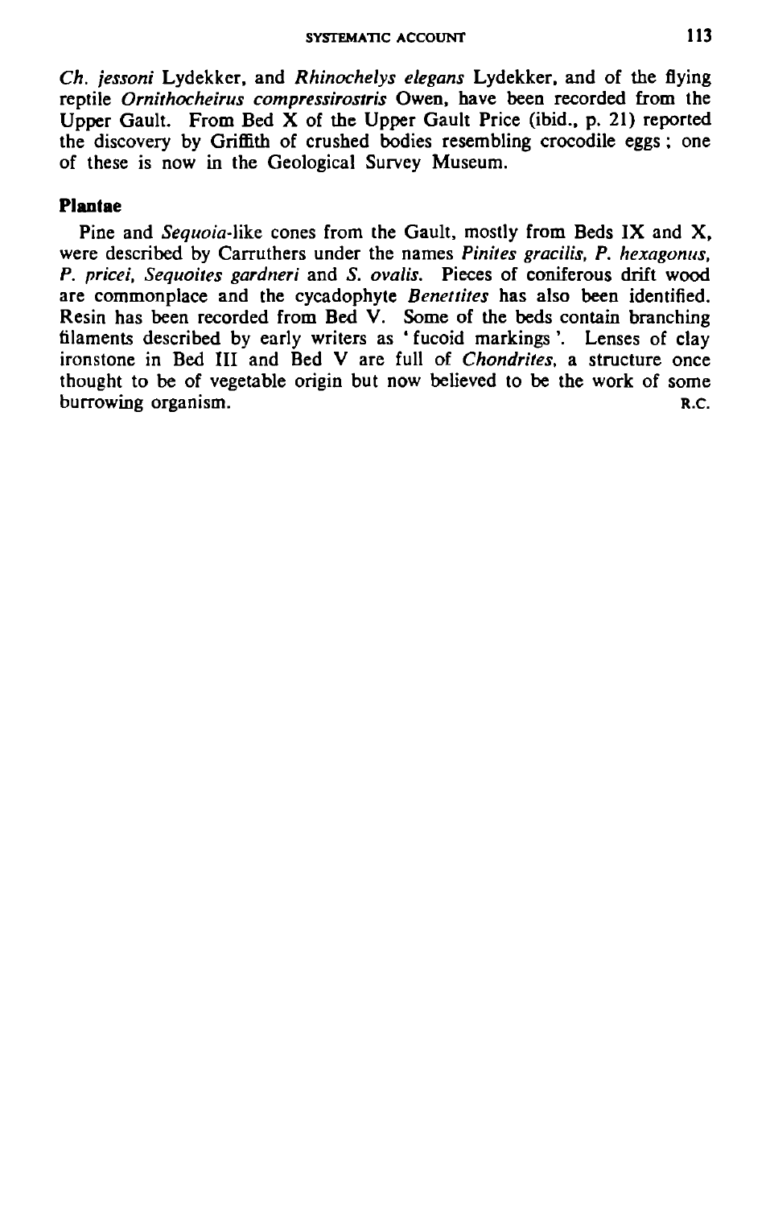*Ch. jessoni* Lydekker, and *Rhinochelys elegans* Lydekker, and of the flying reptile *Ornithocheirus compressirostris* Owen, have been recorded from the Upper Gault. From Bed X of the Upper Gault Price (ibid., p. 21) reported the discovery by Griffith of crushed bodies resembling crocodile eggs; one of these is now in the Geological Survey Museum.

**Plantae**

Pine and *Sequoia*-like cones from the Gault, mostly from Beds IX and X, were described by Carruthers under the names *Pinites gracilis*, *P. hexagonus*, *P. pricei*, *Sequoites gardneri* and *S. ovalis*. Pieces of coniferous drift wood are commonplace and the cycadophyte *Benettites* has also been identified. Resin has been recorded from Bed V. Some of the beds contain branching filaments described by early writers as 'fucoid markings'. Lenses of clay ironstone in Bed III and Bed V are full of *Chondrites*, a structure once thought to be of vegetable origin but now believed to be the work of some burrowing organism. R.C.